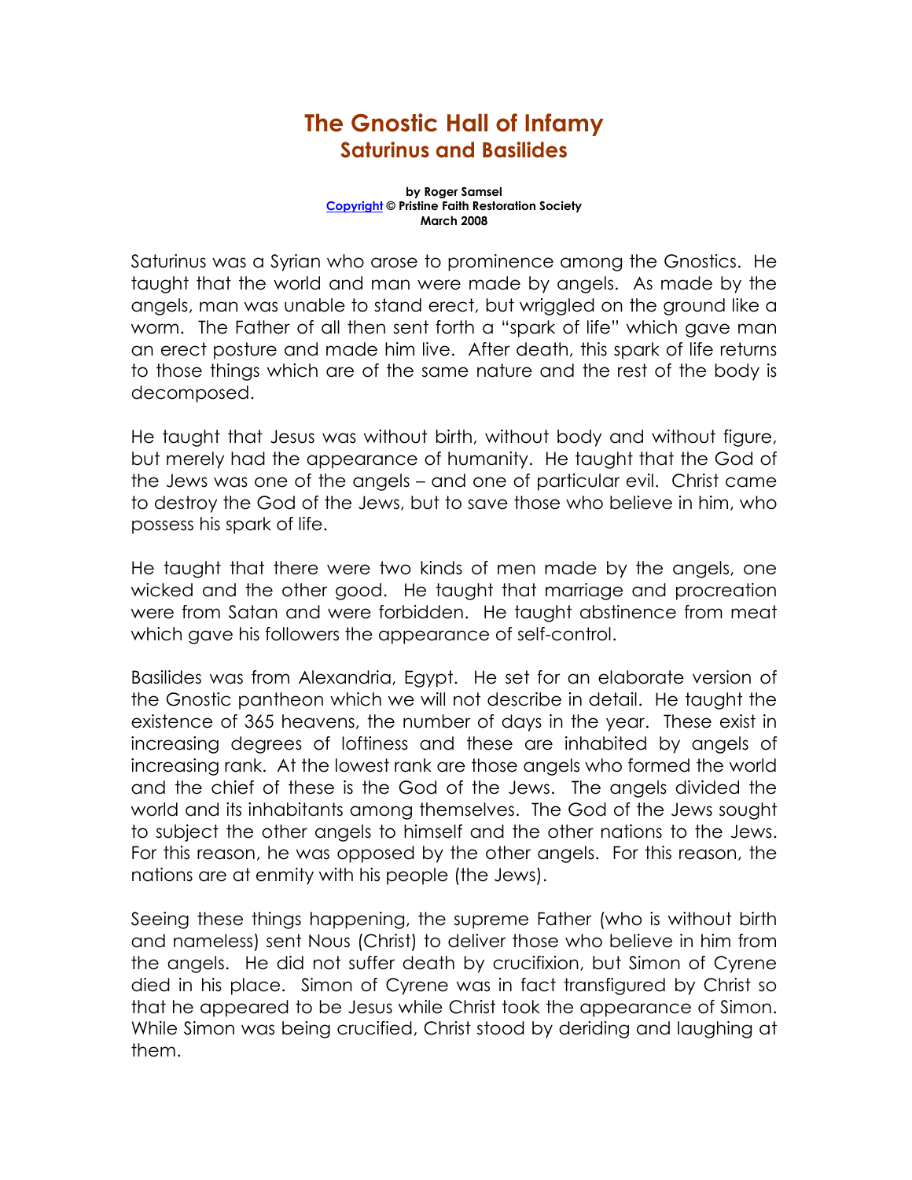# The Gnostic Hall of Infamy
## Saturinus and Basilides

**by Roger Samsel**
**Copyright © Pristine Faith Restoration Society**
**March 2008**

Saturinus was a Syrian who arose to prominence among the Gnostics. He taught that the world and man were made by angels. As made by the angels, man was unable to stand erect, but wriggled on the ground like a worm. The Father of all then sent forth a "spark of life" which gave man an erect posture and made him live. After death, this spark of life returns to those things which are of the same nature and the rest of the body is decomposed.

He taught that Jesus was without birth, without body and without figure, but merely had the appearance of humanity. He taught that the God of the Jews was one of the angels – and one of particular evil. Christ came to destroy the God of the Jews, but to save those who believe in him, who possess his spark of life.

He taught that there were two kinds of men made by the angels, one wicked and the other good. He taught that marriage and procreation were from Satan and were forbidden. He taught abstinence from meat which gave his followers the appearance of self-control.

Basilides was from Alexandria, Egypt. He set for an elaborate version of the Gnostic pantheon which we will not describe in detail. He taught the existence of 365 heavens, the number of days in the year. These exist in increasing degrees of loftiness and these are inhabited by angels of increasing rank. At the lowest rank are those angels who formed the world and the chief of these is the God of the Jews. The angels divided the world and its inhabitants among themselves. The God of the Jews sought to subject the other angels to himself and the other nations to the Jews. For this reason, he was opposed by the other angels. For this reason, the nations are at enmity with his people (the Jews).

Seeing these things happening, the supreme Father (who is without birth and nameless) sent Nous (Christ) to deliver those who believe in him from the angels. He did not suffer death by crucifixion, but Simon of Cyrene died in his place. Simon of Cyrene was in fact transfigured by Christ so that he appeared to be Jesus while Christ took the appearance of Simon. While Simon was being crucified, Christ stood by deriding and laughing at them.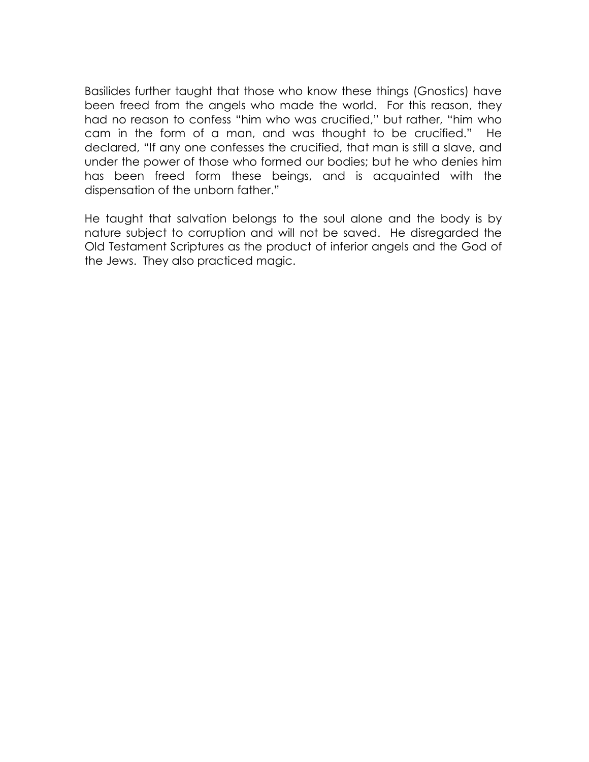Basilides further taught that those who know these things (Gnostics) have been freed from the angels who made the world. For this reason, they had no reason to confess "him who was crucified," but rather, "him who cam in the form of a man, and was thought to be crucified." He declared, "If any one confesses the crucified, that man is still a slave, and under the power of those who formed our bodies; but he who denies him has been freed form these beings, and is acquainted with the dispensation of the unborn father."

He taught that salvation belongs to the soul alone and the body is by nature subject to corruption and will not be saved. He disregarded the Old Testament Scriptures as the product of inferior angels and the God of the Jews. They also practiced magic.